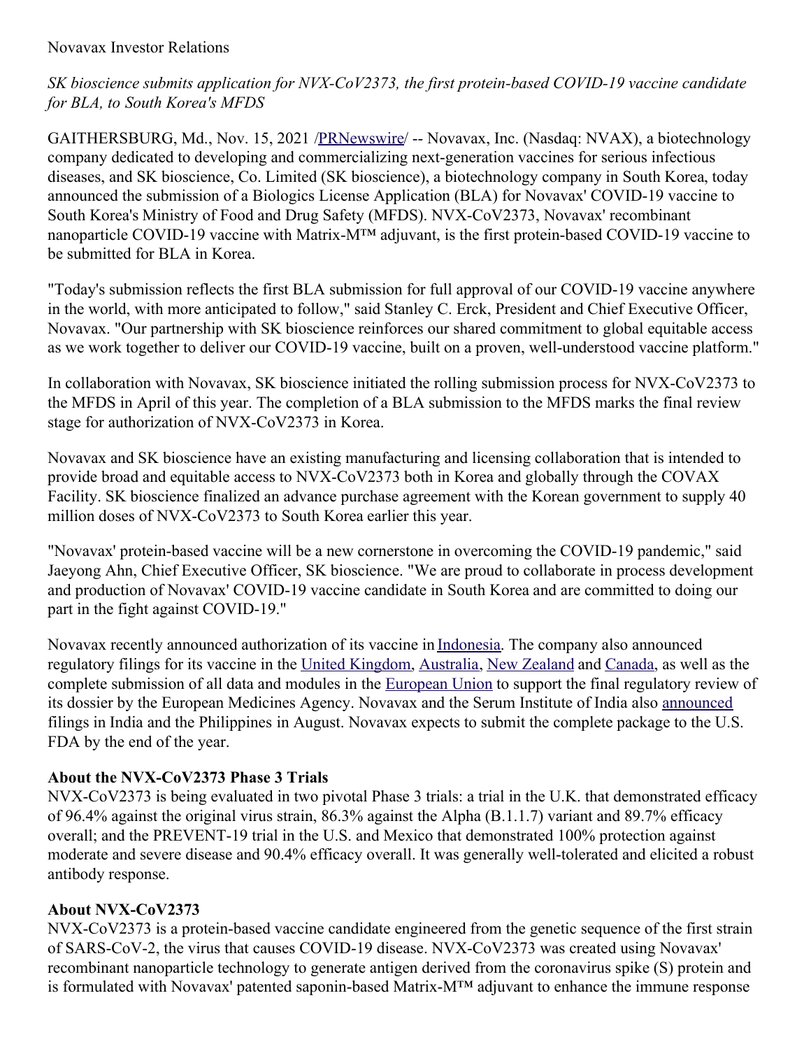Novavax Investor Relations

*SK bioscience submits application for NVX-CoV2373, the first protein-based COVID-19 vaccine candidate for BLA, to South Korea's MFDS*

GAITHERSBURG, Md., Nov. 15, 2021 /PRNewswire/ -- Novavax, Inc. (Nasdaq: NVAX), a biotechnology company dedicated to developing and commercializing next-generation vaccines for serious infectious diseases, and SK bioscience, Co. Limited (SK bioscience), a biotechnology company in South Korea, today announced the submission of a Biologics License Application (BLA) for Novavax' COVID-19 vaccine to South Korea's Ministry of Food and Drug Safety (MFDS). NVX-CoV2373, Novavax' recombinant nanoparticle COVID-19 vaccine with Matrix-M™ adjuvant, is the first protein-based COVID-19 vaccine to be submitted for BLA in Korea.

"Today's submission reflects the first BLA submission for full approval of our COVID-19 vaccine anywhere in the world, with more anticipated to follow," said Stanley C. Erck, President and Chief Executive Officer, Novavax. "Our partnership with SK bioscience reinforces our shared commitment to global equitable access as we work together to deliver our COVID-19 vaccine, built on a proven, well-understood vaccine platform."

In collaboration with Novavax, SK bioscience initiated the rolling submission process for NVX-CoV2373 to the MFDS in April of this year. The completion of a BLA submission to the MFDS marks the final review stage for authorization of NVX-CoV2373 in Korea.

Novavax and SK bioscience have an existing manufacturing and licensing collaboration that is intended to provide broad and equitable access to NVX-CoV2373 both in Korea and globally through the COVAX Facility. SK bioscience finalized an advance purchase agreement with the Korean government to supply 40 million doses of NVX-CoV2373 to South Korea earlier this year.

"Novavax' protein-based vaccine will be a new cornerstone in overcoming the COVID-19 pandemic," said Jaeyong Ahn, Chief Executive Officer, SK bioscience. "We are proud to collaborate in process development and production of Novavax' COVID-19 vaccine candidate in South Korea and are committed to doing our part in the fight against COVID-19."

Novavax recently announced authorization of its vaccine in Indonesia. The company also announced regulatory filings for its vaccine in the United Kingdom, Australia, New Zealand and Canada, as well as the complete submission of all data and modules in the European Union to support the final regulatory review of its dossier by the European Medicines Agency. Novavax and the Serum Institute of India also announced filings in India and the Philippines in August. Novavax expects to submit the complete package to the U.S. FDA by the end of the year.

**About the NVX-CoV2373 Phase 3 Trials**

NVX-CoV2373 is being evaluated in two pivotal Phase 3 trials: a trial in the U.K. that demonstrated efficacy of 96.4% against the original virus strain, 86.3% against the Alpha (B.1.1.7) variant and 89.7% efficacy overall; and the PREVENT-19 trial in the U.S. and Mexico that demonstrated 100% protection against moderate and severe disease and 90.4% efficacy overall. It was generally well-tolerated and elicited a robust antibody response.

**About NVX-CoV2373**

NVX-CoV2373 is a protein-based vaccine candidate engineered from the genetic sequence of the first strain of SARS-CoV-2, the virus that causes COVID-19 disease. NVX-CoV2373 was created using Novavax' recombinant nanoparticle technology to generate antigen derived from the coronavirus spike (S) protein and is formulated with Novavax' patented saponin-based Matrix-M™ adjuvant to enhance the immune response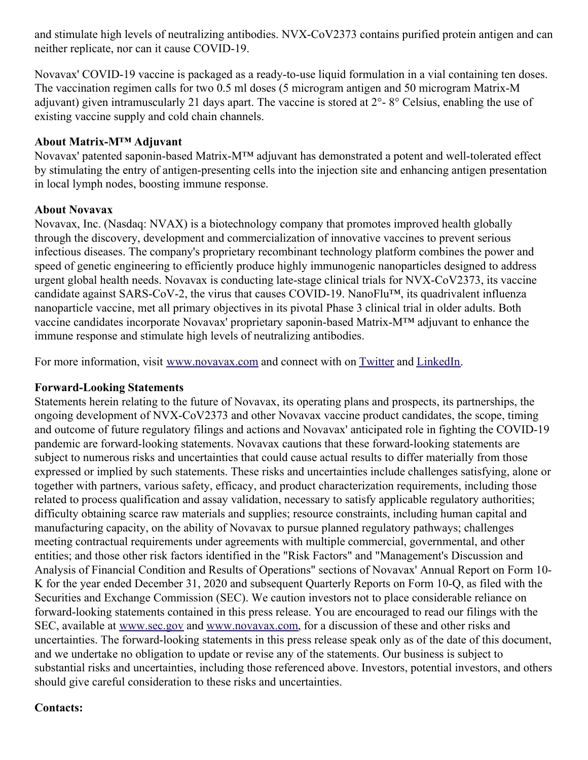and stimulate high levels of neutralizing antibodies. NVX-CoV2373 contains purified protein antigen and can neither replicate, nor can it cause COVID-19.

Novavax' COVID-19 vaccine is packaged as a ready-to-use liquid formulation in a vial containing ten doses. The vaccination regimen calls for two 0.5 ml doses (5 microgram antigen and 50 microgram Matrix-M adjuvant) given intramuscularly 21 days apart. The vaccine is stored at 2°- 8° Celsius, enabling the use of existing vaccine supply and cold chain channels.

**About Matrix-M™ Adjuvant**

Novavax' patented saponin-based Matrix-M™ adjuvant has demonstrated a potent and well-tolerated effect by stimulating the entry of antigen-presenting cells into the injection site and enhancing antigen presentation in local lymph nodes, boosting immune response.

**About Novavax**

Novavax, Inc. (Nasdaq: NVAX) is a biotechnology company that promotes improved health globally through the discovery, development and commercialization of innovative vaccines to prevent serious infectious diseases. The company's proprietary recombinant technology platform combines the power and speed of genetic engineering to efficiently produce highly immunogenic nanoparticles designed to address urgent global health needs. Novavax is conducting late-stage clinical trials for NVX-CoV2373, its vaccine candidate against SARS-CoV-2, the virus that causes COVID-19. NanoFlu™, its quadrivalent influenza nanoparticle vaccine, met all primary objectives in its pivotal Phase 3 clinical trial in older adults. Both vaccine candidates incorporate Novavax' proprietary saponin-based Matrix-M™ adjuvant to enhance the immune response and stimulate high levels of neutralizing antibodies.

For more information, visit www.novavax.com and connect with on Twitter and LinkedIn.

**Forward-Looking Statements**

Statements herein relating to the future of Novavax, its operating plans and prospects, its partnerships, the ongoing development of NVX-CoV2373 and other Novavax vaccine product candidates, the scope, timing and outcome of future regulatory filings and actions and Novavax' anticipated role in fighting the COVID-19 pandemic are forward-looking statements. Novavax cautions that these forward-looking statements are subject to numerous risks and uncertainties that could cause actual results to differ materially from those expressed or implied by such statements. These risks and uncertainties include challenges satisfying, alone or together with partners, various safety, efficacy, and product characterization requirements, including those related to process qualification and assay validation, necessary to satisfy applicable regulatory authorities; difficulty obtaining scarce raw materials and supplies; resource constraints, including human capital and manufacturing capacity, on the ability of Novavax to pursue planned regulatory pathways; challenges meeting contractual requirements under agreements with multiple commercial, governmental, and other entities; and those other risk factors identified in the "Risk Factors" and "Management's Discussion and Analysis of Financial Condition and Results of Operations" sections of Novavax' Annual Report on Form 10-K for the year ended December 31, 2020 and subsequent Quarterly Reports on Form 10-Q, as filed with the Securities and Exchange Commission (SEC). We caution investors not to place considerable reliance on forward-looking statements contained in this press release. You are encouraged to read our filings with the SEC, available at www.sec.gov and www.novavax.com, for a discussion of these and other risks and uncertainties. The forward-looking statements in this press release speak only as of the date of this document, and we undertake no obligation to update or revise any of the statements. Our business is subject to substantial risks and uncertainties, including those referenced above. Investors, potential investors, and others should give careful consideration to these risks and uncertainties.

**Contacts:**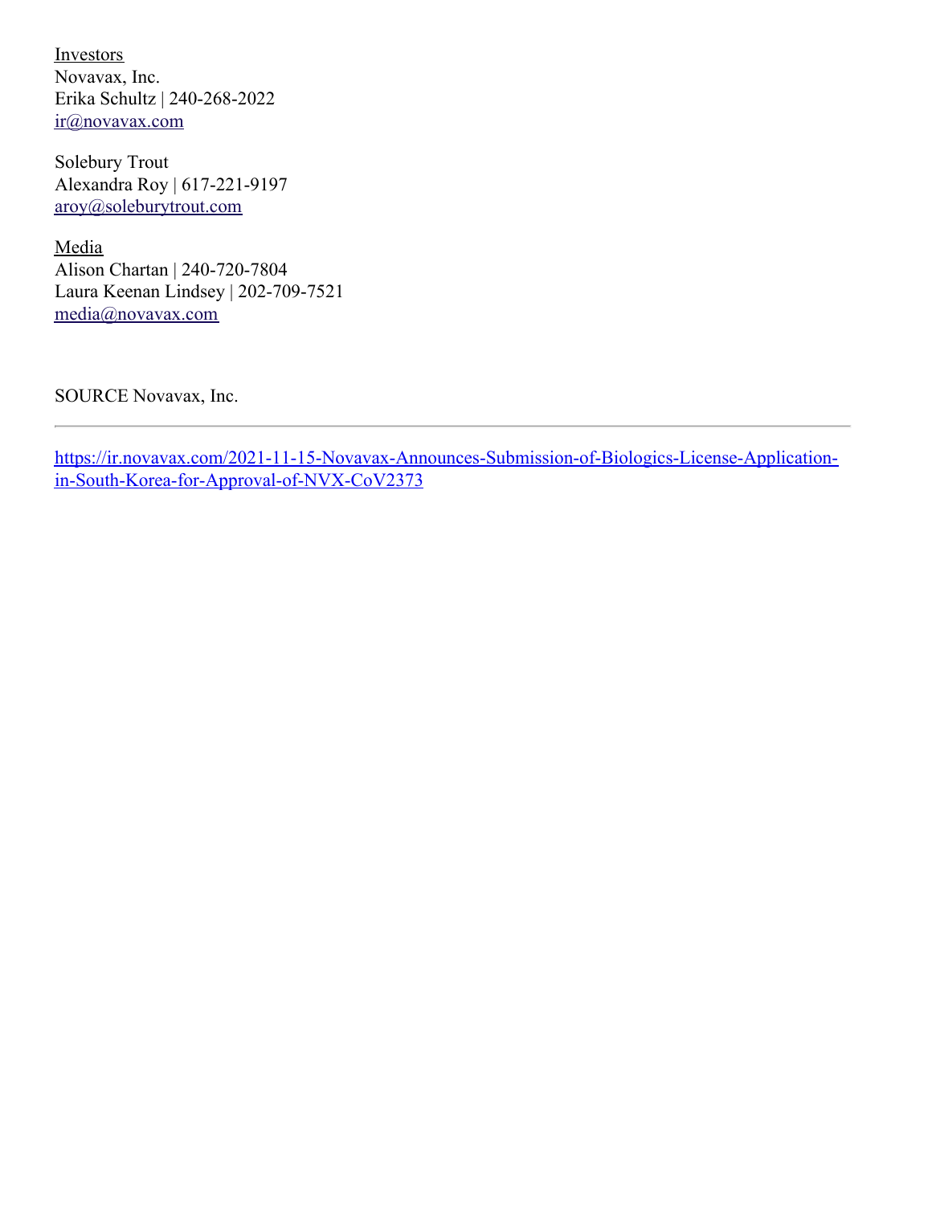Investors
Novavax, Inc.
Erika Schultz | 240-268-2022
ir@novavax.com

Solebury Trout
Alexandra Roy | 617-221-9197
aroy@soleburytrout.com

Media
Alison Chartan | 240-720-7804
Laura Keenan Lindsey | 202-709-7521
media@novavax.com

SOURCE Novavax, Inc.

---

https://ir.novavax.com/2021-11-15-Novavax-Announces-Submission-of-Biologics-License-Application-in-South-Korea-for-Approval-of-NVX-CoV2373